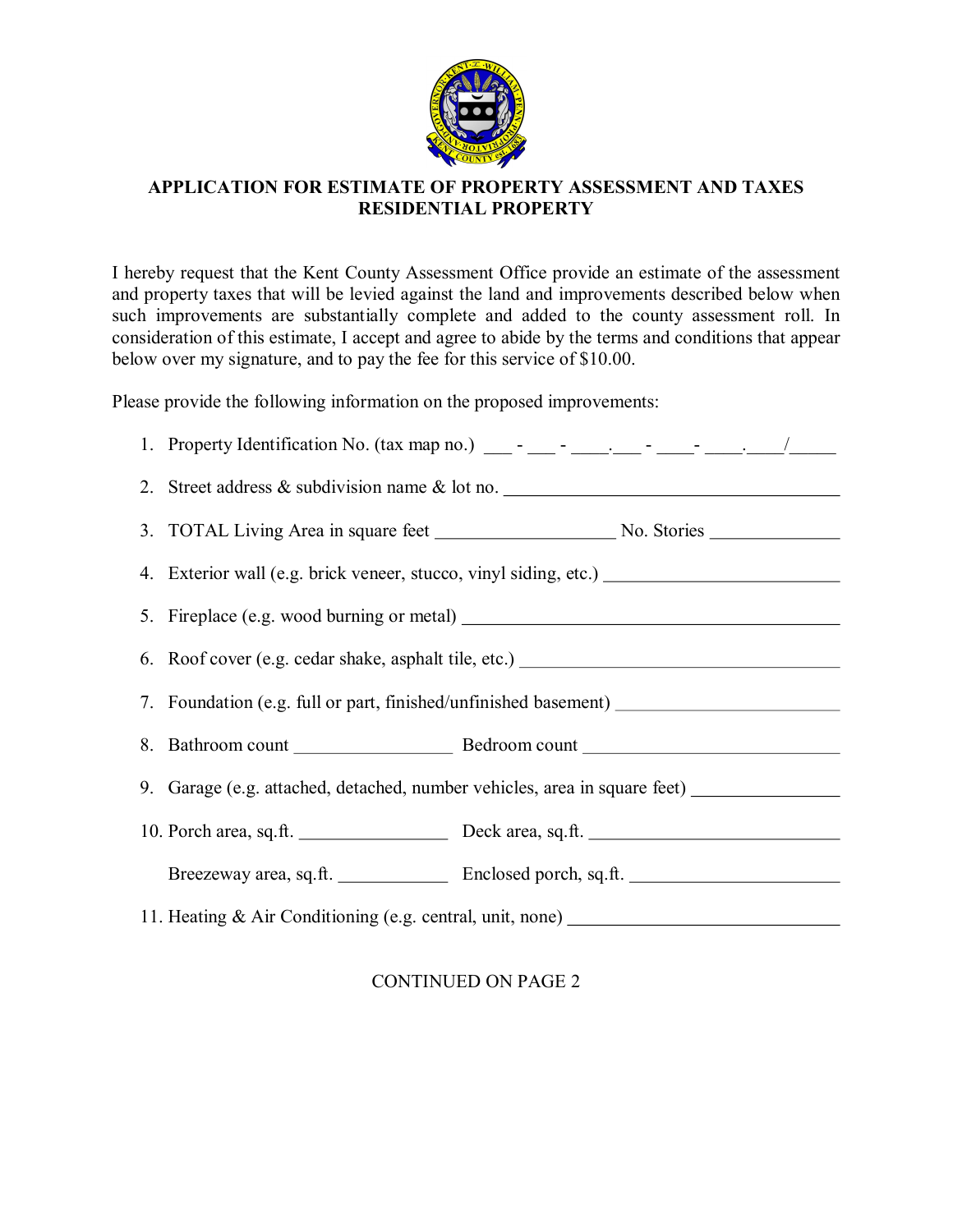# APPLICATION FOR ESTIMATE OF PROPERTY ASSESSMENT AND TAXES RESIDENTIAL PROPERTY

I hereby request that the Kent County Assessment Office provide an estimate of the assessment and property taxes that will be levied against the land and improvements described below when such improvements are substantially complete and added to the county assessment roll. In consideration of this estimate, I accept and agree to abide by the terms and conditions that appear below over my signature, and to pay the fee for this service of $10.00.

Please provide the following information on the proposed improvements:

1. Property Identification No. (tax map no.) ___ - ___ - ____.___ - ____- ____.____/_____
2. Street address & subdivision name & lot no. ____________________________________
3. TOTAL Living Area in square feet ___________________ No. Stories ______________
4. Exterior wall (e.g. brick veneer, stucco, vinyl siding, etc.) _________________________
5. Fireplace (e.g. wood burning or metal) ________________________________________
6. Roof cover (e.g. cedar shake, asphalt tile, etc.) ___________________________________
7. Foundation (e.g. full or part, finished/unfinished basement) ________________________
8. Bathroom count _________________ Bedroom count ___________________________
9. Garage (e.g. attached, detached, number vehicles, area in square feet) _______________
10. Porch area, sq.ft. ________________ Deck area, sq.ft. ___________________________

    Breezeway area, sq.ft. ____________ Enclosed porch, sq.ft. ______________________
11. Heating & Air Conditioning (e.g. central, unit, none) ____________________________

CONTINUED ON PAGE 2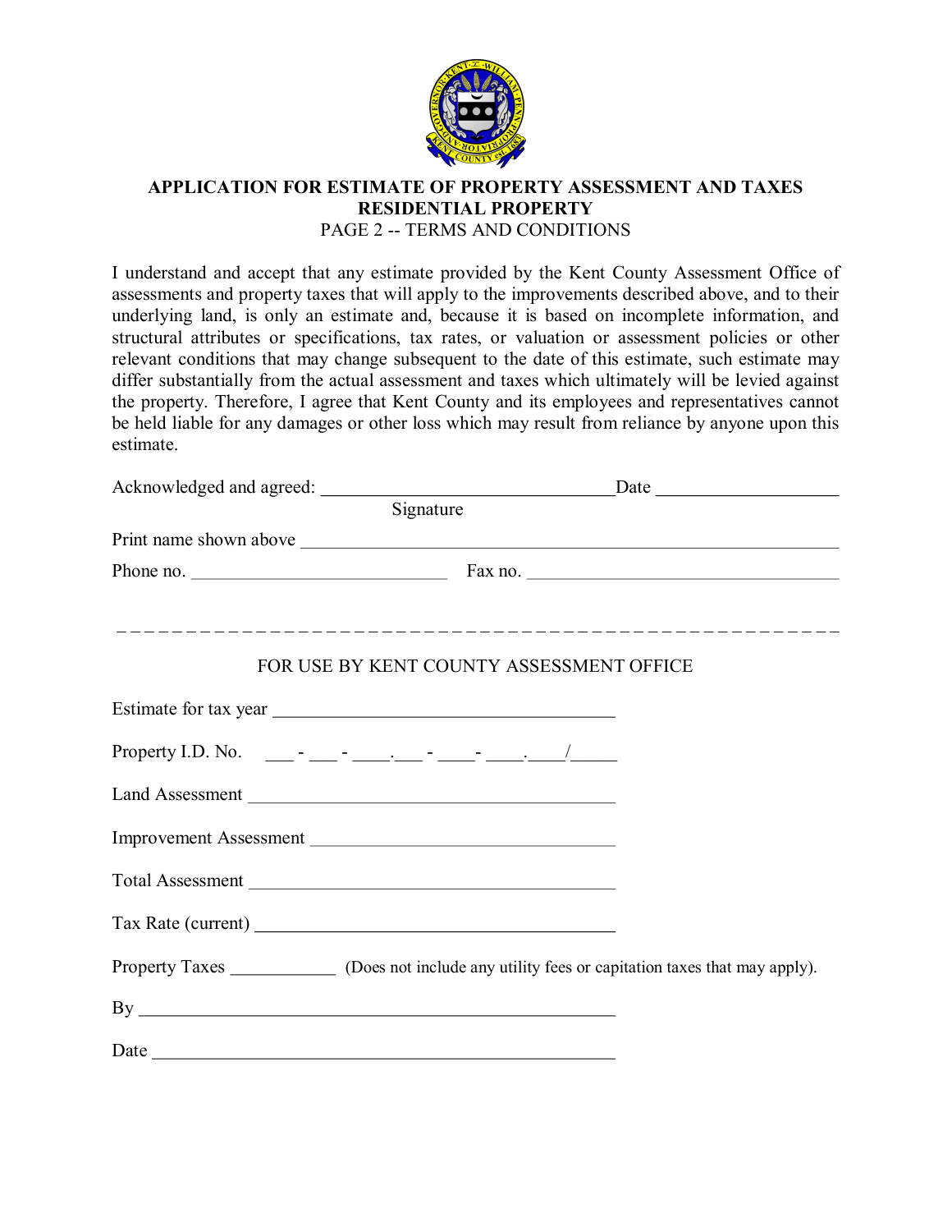**APPLICATION FOR ESTIMATE OF PROPERTY ASSESSMENT AND TAXES**
**RESIDENTIAL PROPERTY**
PAGE 2 -- TERMS AND CONDITIONS

I understand and accept that any estimate provided by the Kent County Assessment Office of assessments and property taxes that will apply to the improvements described above, and to their underlying land, is only an estimate and, because it is based on incomplete information, and structural attributes or specifications, tax rates, or valuation or assessment policies or other relevant conditions that may change subsequent to the date of this estimate, such estimate may differ substantially from the actual assessment and taxes which ultimately will be levied against the property. Therefore, I agree that Kent County and its employees and representatives cannot be held liable for any damages or other loss which may result from reliance by anyone upon this estimate.

Acknowledged and agreed: ________________________________ Date ____________________
Signature

Print name shown above ____________________________________________________________

Phone no. ____________________________ Fax no. __________________________________

---

FOR USE BY KENT COUNTY ASSESSMENT OFFICE

Estimate for tax year ______________________________________

Property I.D. No. ___ - ___ - ____.___ - ____- ____.____/_____

Land Assessment ________________________________________

Improvement Assessment __________________________________

Total Assessment ________________________________________

Tax Rate (current) ________________________________________

Property Taxes ____________ (Does not include any utility fees or capitation taxes that may apply).

By ______________________________________________________

Date _____________________________________________________